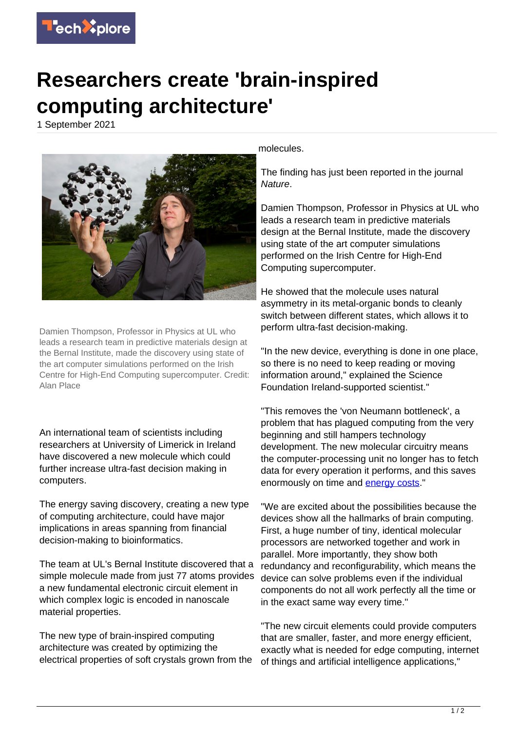# Researchers create 'brain-inspired computing architecture'

1 September 2021

Damien Thompson, Professor in Physics at UL who leads a research team in predictive materials design at the Bernal Institute, made the discovery using state of the art computer simulations performed on the Irish Centre for High-End Computing supercomputer. Credit: Alan Place

An international team of scientists including researchers at University of Limerick in Ireland have discovered a new molecule which could further increase ultra-fast decision making in computers.

The energy saving discovery, creating a new type of computing architecture, could have major implications in areas spanning from financial decision-making to bioinformatics.

The team at UL's Bernal Institute discovered that a simple molecule made from just 77 atoms provides a new fundamental electronic circuit element in which complex logic is encoded in nanoscale material properties.

The new type of brain-inspired computing architecture was created by optimizing the electrical properties of soft crystals grown from the molecules.

The finding has just been reported in the journal *Nature*.

Damien Thompson, Professor in Physics at UL who leads a research team in predictive materials design at the Bernal Institute, made the discovery using state of the art computer simulations performed on the Irish Centre for High-End Computing supercomputer.

He showed that the molecule uses natural asymmetry in its metal-organic bonds to cleanly switch between different states, which allows it to perform ultra-fast decision-making.

"In the new device, everything is done in one place, so there is no need to keep reading or moving information around," explained the Science Foundation Ireland-supported scientist."

"This removes the 'von Neumann bottleneck', a problem that has plagued computing from the very beginning and still hampers technology development. The new molecular circuitry means the computer-processing unit no longer has to fetch data for every operation it performs, and this saves enormously on time and energy costs."

"We are excited about the possibilities because the devices show all the hallmarks of brain computing. First, a huge number of tiny, identical molecular processors are networked together and work in parallel. More importantly, they show both redundancy and reconfigurability, which means the device can solve problems even if the individual components do not all work perfectly all the time or in the exact same way every time."

"The new circuit elements could provide computers that are smaller, faster, and more energy efficient, exactly what is needed for edge computing, internet of things and artificial intelligence applications,"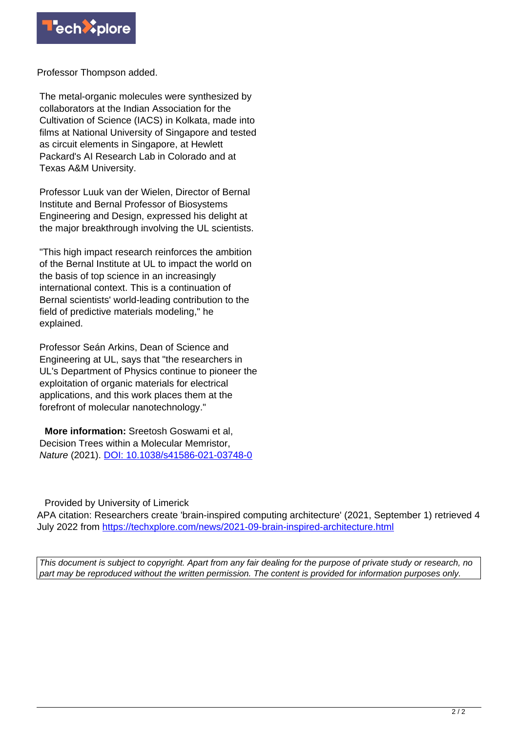Professor Thompson added.

The metal-organic molecules were synthesized by collaborators at the Indian Association for the Cultivation of Science (IACS) in Kolkata, made into films at National University of Singapore and tested as circuit elements in Singapore, at Hewlett Packard's AI Research Lab in Colorado and at Texas A&M University.

Professor Luuk van der Wielen, Director of Bernal Institute and Bernal Professor of Biosystems Engineering and Design, expressed his delight at the major breakthrough involving the UL scientists.

"This high impact research reinforces the ambition of the Bernal Institute at UL to impact the world on the basis of top science in an increasingly international context. This is a continuation of Bernal scientists' world-leading contribution to the field of predictive materials modeling," he explained.

Professor Seán Arkins, Dean of Science and Engineering at UL, says that "the researchers in UL's Department of Physics continue to pioneer the exploitation of organic materials for electrical applications, and this work places them at the forefront of molecular nanotechnology."

**More information:** Sreetosh Goswami et al, Decision Trees within a Molecular Memristor, *Nature* (2021). DOI: 10.1038/s41586-021-03748-0

Provided by University of Limerick

APA citation: Researchers create 'brain-inspired computing architecture' (2021, September 1) retrieved 4 July 2022 from https://techxplore.com/news/2021-09-brain-inspired-architecture.html

*This document is subject to copyright. Apart from any fair dealing for the purpose of private study or research, no part may be reproduced without the written permission. The content is provided for information purposes only.*